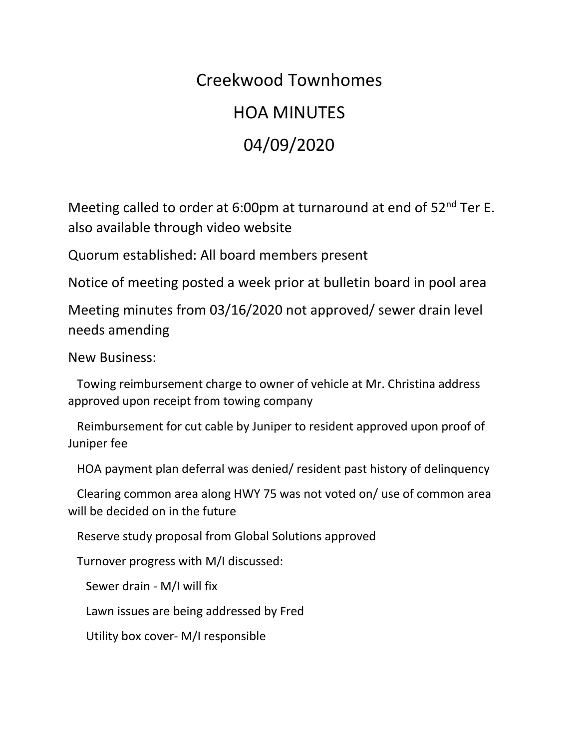# Creekwood Townhomes

# HOA MINUTES

# 04/09/2020

Meeting called to order at 6:00pm at turnaround at end of 52nd Ter E. also available through video website

Quorum established: All board members present

Notice of meeting posted a week prior at bulletin board in pool area

Meeting minutes from 03/16/2020 not approved/ sewer drain level needs amending

New Business:

Towing reimbursement charge to owner of vehicle at Mr. Christina address approved upon receipt from towing company

Reimbursement for cut cable by Juniper to resident approved upon proof of Juniper fee

HOA payment plan deferral was denied/ resident past history of delinquency

Clearing common area along HWY 75 was not voted on/ use of common area will be decided on in the future

Reserve study proposal from Global Solutions approved

Turnover progress with M/I discussed:

- Sewer drain - M/I will fix
- Lawn issues are being addressed by Fred
- Utility box cover- M/I responsible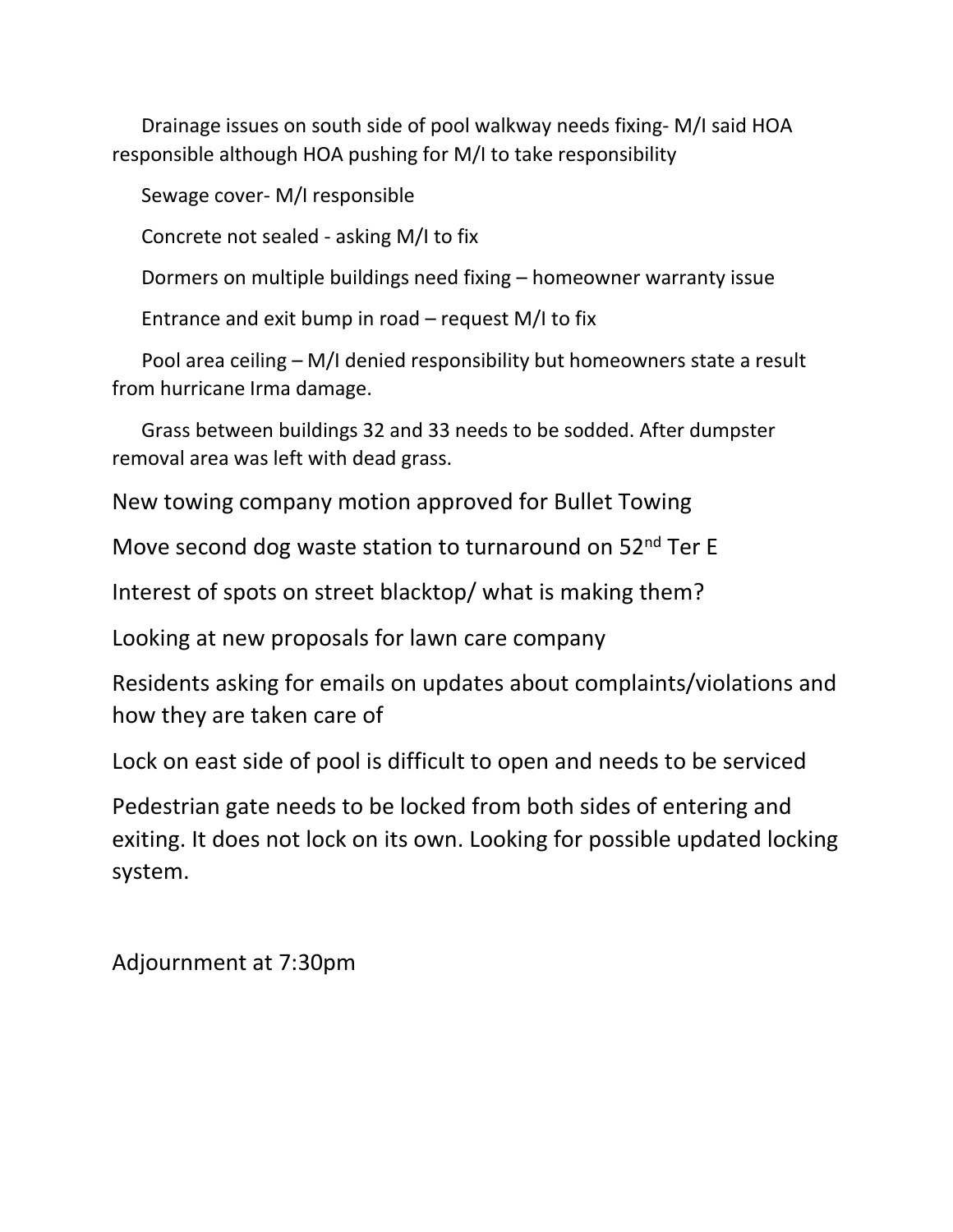Drainage issues on south side of pool walkway needs fixing- M/I said HOA responsible although HOA pushing for M/I to take responsibility

Sewage cover- M/I responsible

Concrete not sealed - asking M/I to fix

Dormers on multiple buildings need fixing – homeowner warranty issue

Entrance and exit bump in road – request M/I to fix

Pool area ceiling – M/I denied responsibility but homeowners state a result from hurricane Irma damage.

Grass between buildings 32 and 33 needs to be sodded. After dumpster removal area was left with dead grass.

New towing company motion approved for Bullet Towing

Move second dog waste station to turnaround on 52nd Ter E

Interest of spots on street blacktop/ what is making them?

Looking at new proposals for lawn care company

Residents asking for emails on updates about complaints/violations and how they are taken care of

Lock on east side of pool is difficult to open and needs to be serviced

Pedestrian gate needs to be locked from both sides of entering and exiting. It does not lock on its own. Looking for possible updated locking system.

Adjournment at 7:30pm